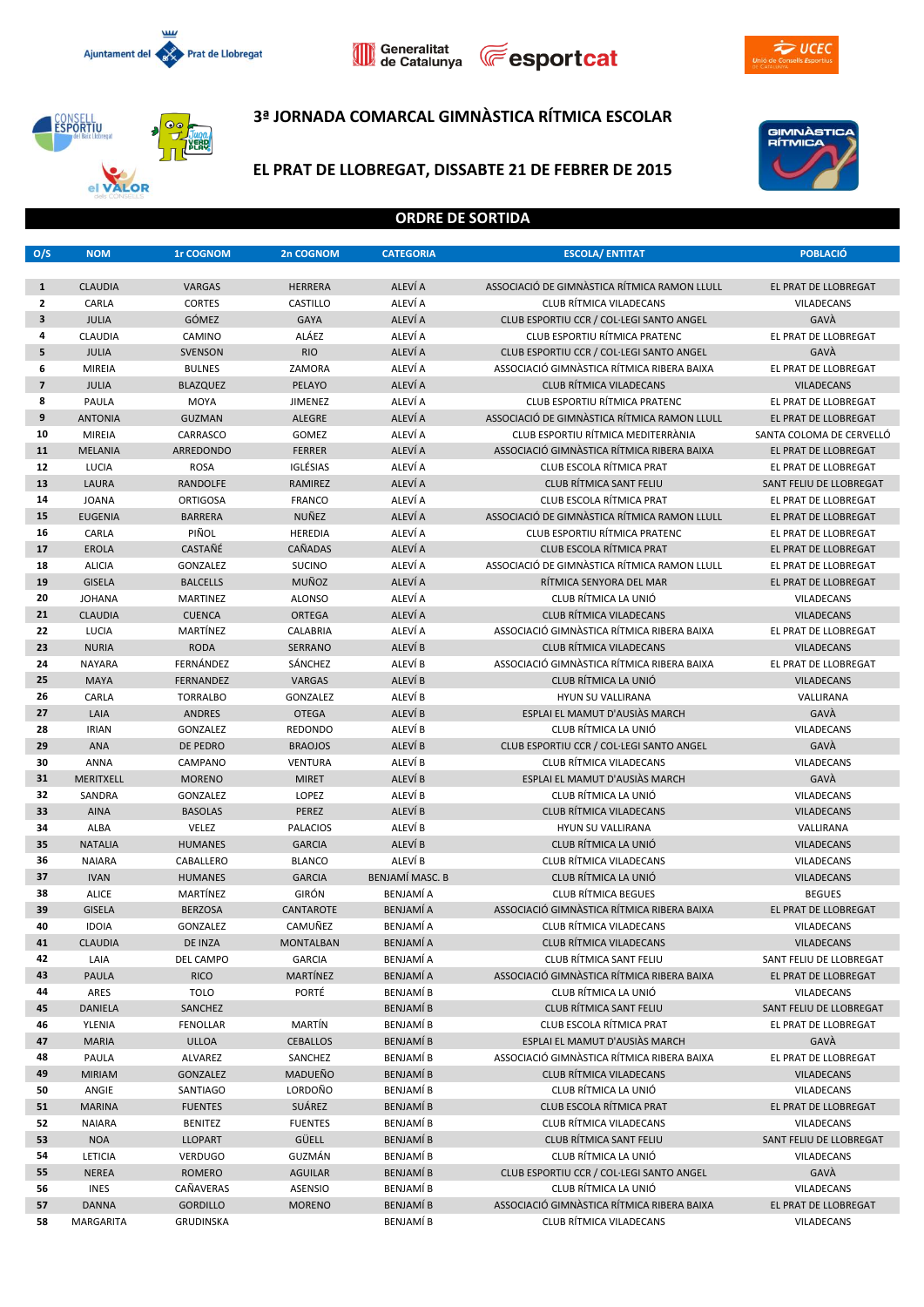# 3ª JORNADA COMARCAL GIMNÀSTICA RÍTMICA ESCOLAR

## EL PRAT DE LLOBREGAT, DISSABTE 21 DE FEBRER DE 2015

## ORDRE DE SORTIDA

| O/S | NOM | 1r COGNOM | 2n COGNOM | CATEGORIA | ESCOLA/ ENTITAT | POBLACIÓ |
|---|---|---|---|---|---|---|
| 1 | CLAUDIA | VARGAS | HERRERA | ALEVÍ A | ASSOCIACIÓ DE GIMNÀSTICA RÍTMICA RAMON LLULL | EL PRAT DE LLOBREGAT |
| 2 | CARLA | CORTES | CASTILLO | ALEVÍ A | CLUB RÍTMICA VILADECANS | VILADECANS |
| 3 | JULIA | GÓMEZ | GAYA | ALEVÍ A | CLUB ESPORTIU CCR / COL·LEGI SANTO ANGEL | GAVÀ |
| 4 | CLAUDIA | CAMINO | ALÁEZ | ALEVÍ A | CLUB ESPORTIU RÍTMICA PRATENC | EL PRAT DE LLOBREGAT |
| 5 | JULIA | SVENSON | RIO | ALEVÍ A | CLUB ESPORTIU CCR / COL·LEGI SANTO ANGEL | GAVÀ |
| 6 | MIREIA | BULNES | ZAMORA | ALEVÍ A | ASSOCIACIÓ GIMNÀSTICA RÍTMICA RIBERA BAIXA | EL PRAT DE LLOBREGAT |
| 7 | JULIA | BLAZQUEZ | PELAYO | ALEVÍ A | CLUB RÍTMICA VILADECANS | VILADECANS |
| 8 | PAULA | MOYA | JIMENEZ | ALEVÍ A | CLUB ESPORTIU RÍTMICA PRATENC | EL PRAT DE LLOBREGAT |
| 9 | ANTONIA | GUZMAN | ALEGRE | ALEVÍ A | ASSOCIACIÓ DE GIMNÀSTICA RÍTMICA RAMON LLULL | EL PRAT DE LLOBREGAT |
| 10 | MIREIA | CARRASCO | GOMEZ | ALEVÍ A | CLUB ESPORTIU RÍTMICA MEDITERRÀNIA | SANTA COLOMA DE CERVELLÓ |
| 11 | MELANIA | ARREDONDO | FERRER | ALEVÍ A | ASSOCIACIÓ GIMNÀSTICA RÍTMICA RIBERA BAIXA | EL PRAT DE LLOBREGAT |
| 12 | LUCIA | ROSA | IGLÉSIAS | ALEVÍ A | CLUB ESCOLA RÍTMICA PRAT | EL PRAT DE LLOBREGAT |
| 13 | LAURA | RANDOLFE | RAMIREZ | ALEVÍ A | CLUB RÍTMICA SANT FELIU | SANT FELIU DE LLOBREGAT |
| 14 | JOANA | ORTIGOSA | FRANCO | ALEVÍ A | CLUB ESCOLA RÍTMICA PRAT | EL PRAT DE LLOBREGAT |
| 15 | EUGENIA | BARRERA | NUÑEZ | ALEVÍ A | ASSOCIACIÓ DE GIMNÀSTICA RÍTMICA RAMON LLULL | EL PRAT DE LLOBREGAT |
| 16 | CARLA | PIÑOL | HEREDIA | ALEVÍ A | CLUB ESPORTIU RÍTMICA PRATENC | EL PRAT DE LLOBREGAT |
| 17 | EROLA | CASTAÑÉ | CAÑADAS | ALEVÍ A | CLUB ESCOLA RÍTMICA PRAT | EL PRAT DE LLOBREGAT |
| 18 | ALICIA | GONZALEZ | SUCINO | ALEVÍ A | ASSOCIACIÓ DE GIMNÀSTICA RÍTMICA RAMON LLULL | EL PRAT DE LLOBREGAT |
| 19 | GISELA | BALCELLS | MUÑOZ | ALEVÍ A | RÍTMICA SENYORA DEL MAR | EL PRAT DE LLOBREGAT |
| 20 | JOHANA | MARTINEZ | ALONSO | ALEVÍ A | CLUB RÍTMICA LA UNIÓ | VILADECANS |
| 21 | CLAUDIA | CUENCA | ORTEGA | ALEVÍ A | CLUB RÍTMICA VILADECANS | VILADECANS |
| 22 | LUCIA | MARTÍNEZ | CALABRIA | ALEVÍ A | ASSOCIACIÓ GIMNÀSTICA RÍTMICA RIBERA BAIXA | EL PRAT DE LLOBREGAT |
| 23 | NURIA | RODA | SERRANO | ALEVÍ B | CLUB RÍTMICA VILADECANS | VILADECANS |
| 24 | NAYARA | FERNÁNDEZ | SÁNCHEZ | ALEVÍ B | ASSOCIACIÓ GIMNÀSTICA RÍTMICA RIBERA BAIXA | EL PRAT DE LLOBREGAT |
| 25 | MAYA | FERNANDEZ | VARGAS | ALEVÍ B | CLUB RÍTMICA LA UNIÓ | VILADECANS |
| 26 | CARLA | TORRALBO | GONZALEZ | ALEVÍ B | HYUN SU VALLIRANA | VALLIRANA |
| 27 | LAIA | ANDRES | OTEGA | ALEVÍ B | ESPLAI EL MAMUT D'AUSIÀS MARCH | GAVÀ |
| 28 | IRIAN | GONZALEZ | REDONDO | ALEVÍ B | CLUB RÍTMICA LA UNIÓ | VILADECANS |
| 29 | ANA | DE PEDRO | BRAOJOS | ALEVÍ B | CLUB ESPORTIU CCR / COL·LEGI SANTO ANGEL | GAVÀ |
| 30 | ANNA | CAMPANO | VENTURA | ALEVÍ B | CLUB RÍTMICA VILADECANS | VILADECANS |
| 31 | MERITXELL | MORENO | MIRET | ALEVÍ B | ESPLAI EL MAMUT D'AUSIÀS MARCH | GAVÀ |
| 32 | SANDRA | GONZALEZ | LOPEZ | ALEVÍ B | CLUB RÍTMICA LA UNIÓ | VILADECANS |
| 33 | AINA | BASOLAS | PEREZ | ALEVÍ B | CLUB RÍTMICA VILADECANS | VILADECANS |
| 34 | ALBA | VELEZ | PALACIOS | ALEVÍ B | HYUN SU VALLIRANA | VALLIRANA |
| 35 | NATALIA | HUMANES | GARCIA | ALEVÍ B | CLUB RÍTMICA LA UNIÓ | VILADECANS |
| 36 | NAIARA | CABALLERO | BLANCO | ALEVÍ B | CLUB RÍTMICA VILADECANS | VILADECANS |
| 37 | IVAN | HUMANES | GARCIA | BENJAMÍ MASC. B | CLUB RÍTMICA LA UNIÓ | VILADECANS |
| 38 | ALICE | MARTÍNEZ | GIRÓN | BENJAMÍ A | CLUB RÍTMICA BEGUES | BEGUES |
| 39 | GISELA | BERZOSA | CANTAROTE | BENJAMÍ A | ASSOCIACIÓ GIMNÀSTICA RÍTMICA RIBERA BAIXA | EL PRAT DE LLOBREGAT |
| 40 | IDOIA | GONZALEZ | CAMUÑEZ | BENJAMÍ A | CLUB RÍTMICA VILADECANS | VILADECANS |
| 41 | CLAUDIA | DE INZA | MONTALBAN | BENJAMÍ A | CLUB RÍTMICA VILADECANS | VILADECANS |
| 42 | LAIA | DEL CAMPO | GARCIA | BENJAMÍ A | CLUB RÍTMICA SANT FELIU | SANT FELIU DE LLOBREGAT |
| 43 | PAULA | RICO | MARTÍNEZ | BENJAMÍ A | ASSOCIACIÓ GIMNÀSTICA RÍTMICA RIBERA BAIXA | EL PRAT DE LLOBREGAT |
| 44 | ARES | TOLO | PORTÉ | BENJAMÍ B | CLUB RÍTMICA LA UNIÓ | VILADECANS |
| 45 | DANIELA | SANCHEZ | | BENJAMÍ B | CLUB RÍTMICA SANT FELIU | SANT FELIU DE LLOBREGAT |
| 46 | YLENIA | FENOLLAR | MARTÍN | BENJAMÍ B | CLUB ESCOLA RÍTMICA PRAT | EL PRAT DE LLOBREGAT |
| 47 | MARIA | ULLOA | CEBALLOS | BENJAMÍ B | ESPLAI EL MAMUT D'AUSIÀS MARCH | GAVÀ |
| 48 | PAULA | ALVAREZ | SANCHEZ | BENJAMÍ B | ASSOCIACIÓ GIMNÀSTICA RÍTMICA RIBERA BAIXA | EL PRAT DE LLOBREGAT |
| 49 | MIRIAM | GONZALEZ | MADUEÑO | BENJAMÍ B | CLUB RÍTMICA VILADECANS | VILADECANS |
| 50 | ANGIE | SANTIAGO | LORDOÑO | BENJAMÍ B | CLUB RÍTMICA LA UNIÓ | VILADECANS |
| 51 | MARINA | FUENTES | SUÁREZ | BENJAMÍ B | CLUB ESCOLA RÍTMICA PRAT | EL PRAT DE LLOBREGAT |
| 52 | NAIARA | BENITEZ | FUENTES | BENJAMÍ B | CLUB RÍTMICA VILADECANS | VILADECANS |
| 53 | NOA | LLOPART | GÜELL | BENJAMÍ B | CLUB RÍTMICA SANT FELIU | SANT FELIU DE LLOBREGAT |
| 54 | LETICIA | VERDUGO | GUZMÁN | BENJAMÍ B | CLUB RÍTMICA LA UNIÓ | VILADECANS |
| 55 | NEREA | ROMERO | AGUILAR | BENJAMÍ B | CLUB ESPORTIU CCR / COL·LEGI SANTO ANGEL | GAVÀ |
| 56 | INES | CAÑAVERAS | ASENSIO | BENJAMÍ B | CLUB RÍTMICA LA UNIÓ | VILADECANS |
| 57 | DANNA | GORDILLO | MORENO | BENJAMÍ B | ASSOCIACIÓ GIMNÀSTICA RÍTMICA RIBERA BAIXA | EL PRAT DE LLOBREGAT |
| 58 | MARGARITA | GRUDINSKA | | BENJAMÍ B | CLUB RÍTMICA VILADECANS | VILADECANS |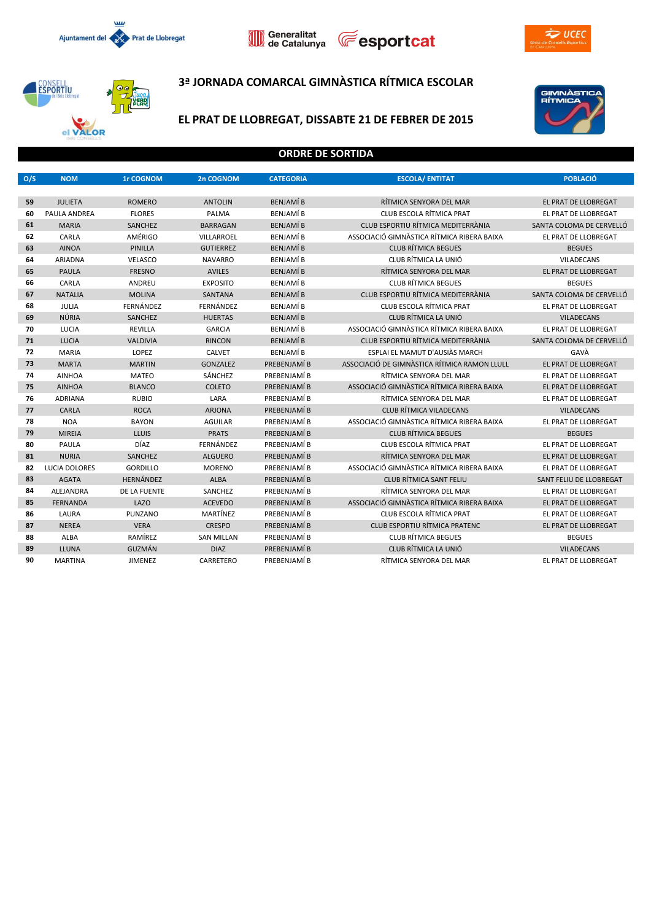# 3ª JORNADA COMARCAL GIMNÀSTICA RÍTMICA ESCOLAR

## EL PRAT DE LLOBREGAT, DISSABTE 21 DE FEBRER DE 2015

### ORDRE DE SORTIDA

| O/S | NOM | 1r COGNOM | 2n COGNOM | CATEGORIA | ESCOLA/ ENTITAT | POBLACIÓ |
|---|---|---|---|---|---|---|
| 59 | JULIETA | ROMERO | ANTOLIN | BENJAMÍ B | RÍTMICA SENYORA DEL MAR | EL PRAT DE LLOBREGAT |
| 60 | PAULA ANDREA | FLORES | PALMA | BENJAMÍ B | CLUB ESCOLA RÍTMICA PRAT | EL PRAT DE LLOBREGAT |
| 61 | MARIA | SANCHEZ | BARRAGAN | BENJAMÍ B | CLUB ESPORTIU RÍTMICA MEDITERRÀNIA | SANTA COLOMA DE CERVELLÓ |
| 62 | CARLA | AMÉRIGO | VILLARROEL | BENJAMÍ B | ASSOCIACIÓ GIMNÀSTICA RÍTMICA RIBERA BAIXA | EL PRAT DE LLOBREGAT |
| 63 | AINOA | PINILLA | GUTIERREZ | BENJAMÍ B | CLUB RÍTMICA BEGUES | BEGUES |
| 64 | ARIADNA | VELASCO | NAVARRO | BENJAMÍ B | CLUB RÍTMICA LA UNIÓ | VILADECANS |
| 65 | PAULA | FRESNO | AVILES | BENJAMÍ B | RÍTMICA SENYORA DEL MAR | EL PRAT DE LLOBREGAT |
| 66 | CARLA | ANDREU | EXPOSITO | BENJAMÍ B | CLUB RÍTMICA BEGUES | BEGUES |
| 67 | NATALIA | MOLINA | SANTANA | BENJAMÍ B | CLUB ESPORTIU RÍTMICA MEDITERRÀNIA | SANTA COLOMA DE CERVELLÓ |
| 68 | JULIA | FERNÁNDEZ | FERNÁNDEZ | BENJAMÍ B | CLUB ESCOLA RÍTMICA PRAT | EL PRAT DE LLOBREGAT |
| 69 | NÚRIA | SANCHEZ | HUERTAS | BENJAMÍ B | CLUB RÍTMICA LA UNIÓ | VILADECANS |
| 70 | LUCIA | REVILLA | GARCIA | BENJAMÍ B | ASSOCIACIÓ GIMNÀSTICA RÍTMICA RIBERA BAIXA | EL PRAT DE LLOBREGAT |
| 71 | LUCIA | VALDIVIA | RINCON | BENJAMÍ B | CLUB ESPORTIU RÍTMICA MEDITERRÀNIA | SANTA COLOMA DE CERVELLÓ |
| 72 | MARIA | LOPEZ | CALVET | BENJAMÍ B | ESPLAI EL MAMUT D'AUSIÀS MARCH | GAVÀ |
| 73 | MARTA | MARTIN | GONZALEZ | PREBENJAMÍ B | ASSOCIACIÓ DE GIMNÀSTICA RÍTMICA RAMON LLULL | EL PRAT DE LLOBREGAT |
| 74 | AINHOA | MATEO | SÁNCHEZ | PREBENJAMÍ B | RÍTMICA SENYORA DEL MAR | EL PRAT DE LLOBREGAT |
| 75 | AINHOA | BLANCO | COLETO | PREBENJAMÍ B | ASSOCIACIÓ GIMNÀSTICA RÍTMICA RIBERA BAIXA | EL PRAT DE LLOBREGAT |
| 76 | ADRIANA | RUBIO | LARA | PREBENJAMÍ B | RÍTMICA SENYORA DEL MAR | EL PRAT DE LLOBREGAT |
| 77 | CARLA | ROCA | ARJONA | PREBENJAMÍ B | CLUB RÍTMICA VILADECANS | VILADECANS |
| 78 | NOA | BAYON | AGUILAR | PREBENJAMÍ B | ASSOCIACIÓ GIMNÀSTICA RÍTMICA RIBERA BAIXA | EL PRAT DE LLOBREGAT |
| 79 | MIREIA | LLUIS | PRATS | PREBENJAMÍ B | CLUB RÍTMICA BEGUES | BEGUES |
| 80 | PAULA | DÍAZ | FERNÁNDEZ | PREBENJAMÍ B | CLUB ESCOLA RÍTMICA PRAT | EL PRAT DE LLOBREGAT |
| 81 | NURIA | SANCHEZ | ALGUERO | PREBENJAMÍ B | RÍTMICA SENYORA DEL MAR | EL PRAT DE LLOBREGAT |
| 82 | LUCIA DOLORES | GORDILLO | MORENO | PREBENJAMÍ B | ASSOCIACIÓ GIMNÀSTICA RÍTMICA RIBERA BAIXA | EL PRAT DE LLOBREGAT |
| 83 | AGATA | HERNÁNDEZ | ALBA | PREBENJAMÍ B | CLUB RÍTMICA SANT FELIU | SANT FELIU DE LLOBREGAT |
| 84 | ALEJANDRA | DE LA FUENTE | SANCHEZ | PREBENJAMÍ B | RÍTMICA SENYORA DEL MAR | EL PRAT DE LLOBREGAT |
| 85 | FERNANDA | LAZO | ACEVEDO | PREBENJAMÍ B | ASSOCIACIÓ GIMNÀSTICA RÍTMICA RIBERA BAIXA | EL PRAT DE LLOBREGAT |
| 86 | LAURA | PUNZANO | MARTÍNEZ | PREBENJAMÍ B | CLUB ESCOLA RÍTMICA PRAT | EL PRAT DE LLOBREGAT |
| 87 | NEREA | VERA | CRESPO | PREBENJAMÍ B | CLUB ESPORTIU RÍTMICA PRATENC | EL PRAT DE LLOBREGAT |
| 88 | ALBA | RAMÍREZ | SAN MILLAN | PREBENJAMÍ B | CLUB RÍTMICA BEGUES | BEGUES |
| 89 | LLUNA | GUZMÁN | DIAZ | PREBENJAMÍ B | CLUB RÍTMICA LA UNIÓ | VILADECANS |
| 90 | MARTINA | JIMENEZ | CARRETERO | PREBENJAMÍ B | RÍTMICA SENYORA DEL MAR | EL PRAT DE LLOBREGAT |